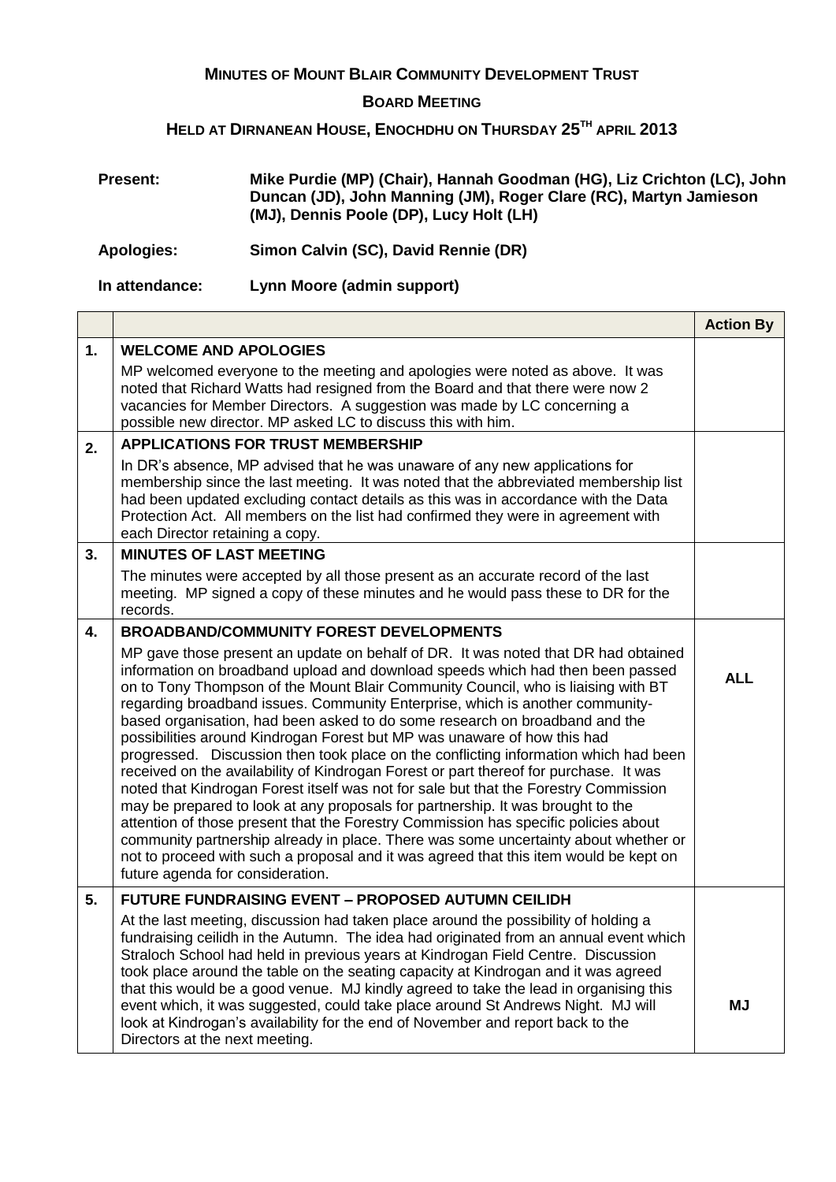# MINUTES OF MOUNT BLAIR COMMUNITY DEVELOPMENT TRUST

## BOARD MEETING

## HELD AT DIRNANEAN HOUSE, ENOCHDHU ON THURSDAY 25TH APRIL 2013

**Present:** **Mike Purdie (MP) (Chair), Hannah Goodman (HG), Liz Crichton (LC), John Duncan (JD), John Manning (JM), Roger Clare (RC), Martyn Jamieson (MJ), Dennis Poole (DP), Lucy Holt (LH)**

**Apologies:** **Simon Calvin (SC), David Rennie (DR)**

**In attendance:** **Lynn Moore (admin support)**

| | | **Action By** |
|---|---|---|
| **1.** | **WELCOME AND APOLOGIES**<br>MP welcomed everyone to the meeting and apologies were noted as above. It was noted that Richard Watts had resigned from the Board and that there were now 2 vacancies for Member Directors. A suggestion was made by LC concerning a possible new director. MP asked LC to discuss this with him. | |
| **2.** | **APPLICATIONS FOR TRUST MEMBERSHIP**<br>In DR's absence, MP advised that he was unaware of any new applications for membership since the last meeting. It was noted that the abbreviated membership list had been updated excluding contact details as this was in accordance with the Data Protection Act. All members on the list had confirmed they were in agreement with each Director retaining a copy. | |
| **3.** | **MINUTES OF LAST MEETING**<br>The minutes were accepted by all those present as an accurate record of the last meeting. MP signed a copy of these minutes and he would pass these to DR for the records. | |
| **4.** | **BROADBAND/COMMUNITY FOREST DEVELOPMENTS**<br>MP gave those present an update on behalf of DR. It was noted that DR had obtained information on broadband upload and download speeds which had then been passed on to Tony Thompson of the Mount Blair Community Council, who is liaising with BT regarding broadband issues. Community Enterprise, which is another community-based organisation, had been asked to do some research on broadband and the possibilities around Kindrogan Forest but MP was unaware of how this had progressed. Discussion then took place on the conflicting information which had been received on the availability of Kindrogan Forest or part thereof for purchase. It was noted that Kindrogan Forest itself was not for sale but that the Forestry Commission may be prepared to look at any proposals for partnership. It was brought to the attention of those present that the Forestry Commission has specific policies about community partnership already in place. There was some uncertainty about whether or not to proceed with such a proposal and it was agreed that this item would be kept on future agenda for consideration. | **ALL** |
| **5.** | **FUTURE FUNDRAISING EVENT – PROPOSED AUTUMN CEILIDH**<br>At the last meeting, discussion had taken place around the possibility of holding a fundraising ceilidh in the Autumn. The idea had originated from an annual event which Straloch School had held in previous years at Kindrogan Field Centre. Discussion took place around the table on the seating capacity at Kindrogan and it was agreed that this would be a good venue. MJ kindly agreed to take the lead in organising this event which, it was suggested, could take place around St Andrews Night. MJ will look at Kindrogan's availability for the end of November and report back to the Directors at the next meeting. | **MJ** |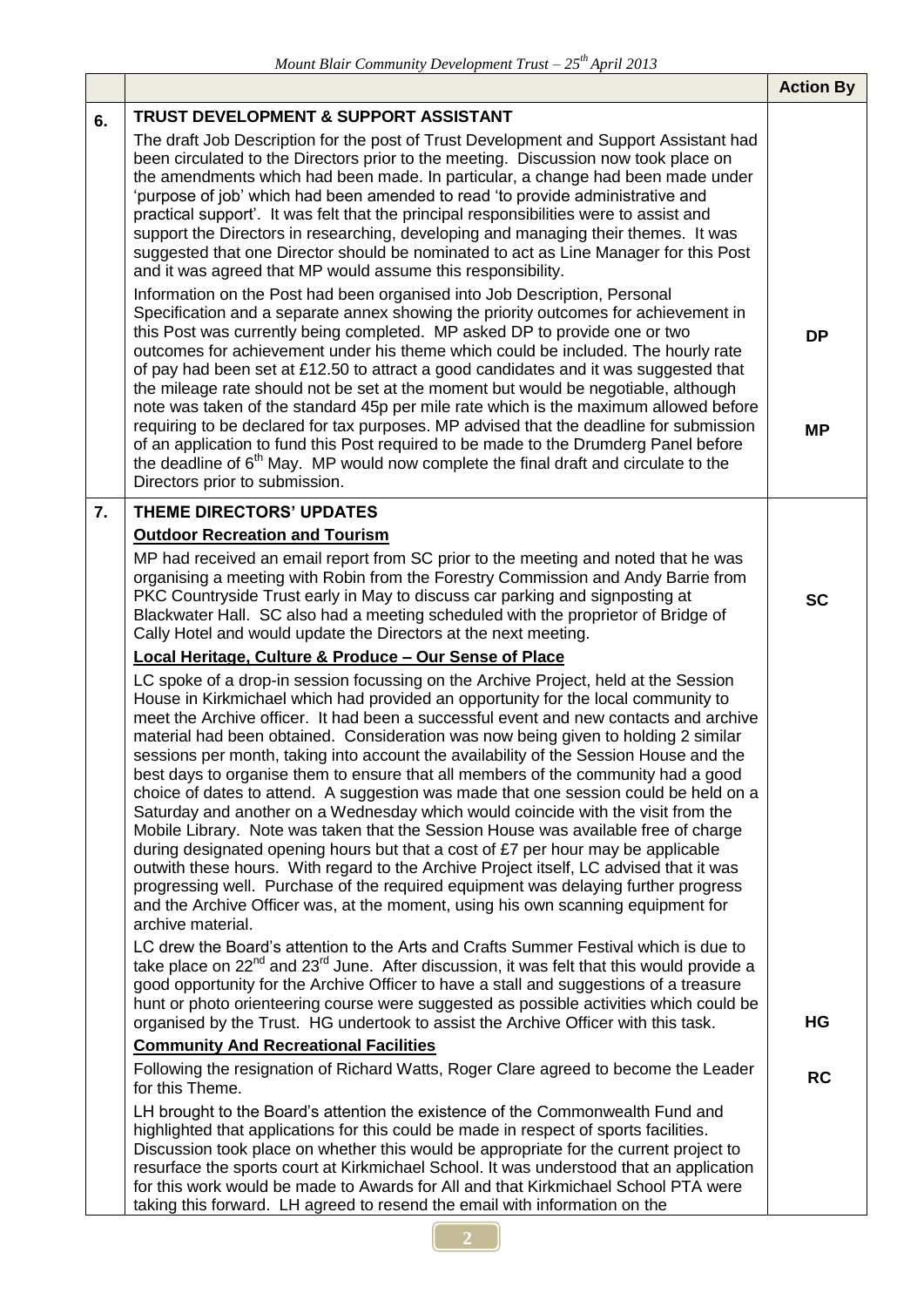| | | Action By |
|---|---|---|
| 6. | **TRUST DEVELOPMENT & SUPPORT ASSISTANT**<br>The draft Job Description for the post of Trust Development and Support Assistant had been circulated to the Directors prior to the meeting. Discussion now took place on the amendments which had been made. In particular, a change had been made under 'purpose of job' which had been amended to read 'to provide administrative and practical support'. It was felt that the principal responsibilities were to assist and support the Directors in researching, developing and managing their themes. It was suggested that one Director should be nominated to act as Line Manager for this Post and it was agreed that MP would assume this responsibility.<br>Information on the Post had been organised into Job Description, Personal Specification and a separate annex showing the priority outcomes for achievement in this Post was currently being completed. MP asked DP to provide one or two outcomes for achievement under his theme which could be included. The hourly rate of pay had been set at £12.50 to attract a good candidates and it was suggested that the mileage rate should not be set at the moment but would be negotiable, although note was taken of the standard 45p per mile rate which is the maximum allowed before requiring to be declared for tax purposes. MP advised that the deadline for submission of an application to fund this Post required to be made to the Drumderg Panel before the deadline of 6th May. MP would now complete the final draft and circulate to the Directors prior to submission. | **DP**<br><br>**MP** |
| 7. | **THEME DIRECTORS' UPDATES**<br>**Outdoor Recreation and Tourism**<br>MP had received an email report from SC prior to the meeting and noted that he was organising a meeting with Robin from the Forestry Commission and Andy Barrie from PKC Countryside Trust early in May to discuss car parking and signposting at Blackwater Hall. SC also had a meeting scheduled with the proprietor of Bridge of Cally Hotel and would update the Directors at the next meeting.<br>**Local Heritage, Culture & Produce – Our Sense of Place**<br>LC spoke of a drop-in session focussing on the Archive Project, held at the Session House in Kirkmichael which had provided an opportunity for the local community to meet the Archive officer. It had been a successful event and new contacts and archive material had been obtained. Consideration was now being given to holding 2 similar sessions per month, taking into account the availability of the Session House and the best days to organise them to ensure that all members of the community had a good choice of dates to attend. A suggestion was made that one session could be held on a Saturday and another on a Wednesday which would coincide with the visit from the Mobile Library. Note was taken that the Session House was available free of charge during designated opening hours but that a cost of £7 per hour may be applicable outwith these hours. With regard to the Archive Project itself, LC advised that it was progressing well. Purchase of the required equipment was delaying further progress and the Archive Officer was, at the moment, using his own scanning equipment for archive material.<br>LC drew the Board's attention to the Arts and Crafts Summer Festival which is due to take place on 22nd and 23rd June. After discussion, it was felt that this would provide a good opportunity for the Archive Officer to have a stall and suggestions of a treasure hunt or photo orienteering course were suggested as possible activities which could be organised by the Trust. HG undertook to assist the Archive Officer with this task.<br>**Community And Recreational Facilities**<br>Following the resignation of Richard Watts, Roger Clare agreed to become the Leader for this Theme.<br>LH brought to the Board's attention the existence of the Commonwealth Fund and highlighted that applications for this could be made in respect of sports facilities. Discussion took place on whether this would be appropriate for the current project to resurface the sports court at Kirkmichael School. It was understood that an application for this work would be made to Awards for All and that Kirkmichael School PTA were taking this forward. LH agreed to resend the email with information on the | **SC**<br><br>**HG**<br><br>**RC** |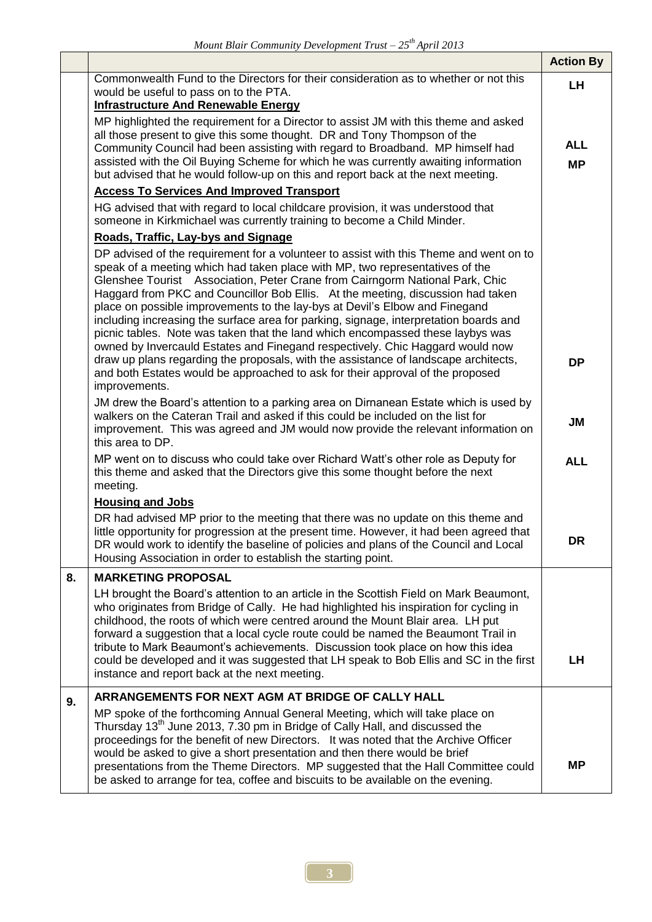| | | Action By |
|---|---|---|
| | Commonwealth Fund to the Directors for their consideration as to whether or not this would be useful to pass on to the PTA. | LH |
| | **Infrastructure And Renewable Energy** | |
| | MP highlighted the requirement for a Director to assist JM with this theme and asked all those present to give this some thought. DR and Tony Thompson of the Community Council had been assisting with regard to Broadband. MP himself had assisted with the Oil Buying Scheme for which he was currently awaiting information but advised that he would follow-up on this and report back at the next meeting. | ALL<br>MP |
| | **Access To Services And Improved Transport** | |
| | HG advised that with regard to local childcare provision, it was understood that someone in Kirkmichael was currently training to become a Child Minder. | |
| | **Roads, Traffic, Lay-bys and Signage** | |
| | DP advised of the requirement for a volunteer to assist with this Theme and went on to speak of a meeting which had taken place with MP, two representatives of the Glenshee Tourist Association, Peter Crane from Cairngorm National Park, Chic Haggard from PKC and Councillor Bob Ellis. At the meeting, discussion had taken place on possible improvements to the lay-bys at Devil's Elbow and Finegand including increasing the surface area for parking, signage, interpretation boards and picnic tables. Note was taken that the land which encompassed these laybys was owned by Invercauld Estates and Finegand respectively. Chic Haggard would now draw up plans regarding the proposals, with the assistance of landscape architects, and both Estates would be approached to ask for their approval of the proposed improvements. | DP |
| | JM drew the Board's attention to a parking area on Dirnanean Estate which is used by walkers on the Cateran Trail and asked if this could be included on the list for improvement. This was agreed and JM would now provide the relevant information on this area to DP. | JM |
| | MP went on to discuss who could take over Richard Watt's other role as Deputy for this theme and asked that the Directors give this some thought before the next meeting. | ALL |
| | **Housing and Jobs** | |
| | DR had advised MP prior to the meeting that there was no update on this theme and little opportunity for progression at the present time. However, it had been agreed that DR would work to identify the baseline of policies and plans of the Council and Local Housing Association in order to establish the starting point. | DR |
| **8.** | **MARKETING PROPOSAL**<br>LH brought the Board's attention to an article in the Scottish Field on Mark Beaumont, who originates from Bridge of Cally. He had highlighted his inspiration for cycling in childhood, the roots of which were centred around the Mount Blair area. LH put forward a suggestion that a local cycle route could be named the Beaumont Trail in tribute to Mark Beaumont's achievements. Discussion took place on how this idea could be developed and it was suggested that LH speak to Bob Ellis and SC in the first instance and report back at the next meeting. | LH |
| **9.** | **ARRANGEMENTS FOR NEXT AGM AT BRIDGE OF CALLY HALL**<br>MP spoke of the forthcoming Annual General Meeting, which will take place on Thursday 13th June 2013, 7.30 pm in Bridge of Cally Hall, and discussed the proceedings for the benefit of new Directors. It was noted that the Archive Officer would be asked to give a short presentation and then there would be brief presentations from the Theme Directors. MP suggested that the Hall Committee could be asked to arrange for tea, coffee and biscuits to be available on the evening. | MP |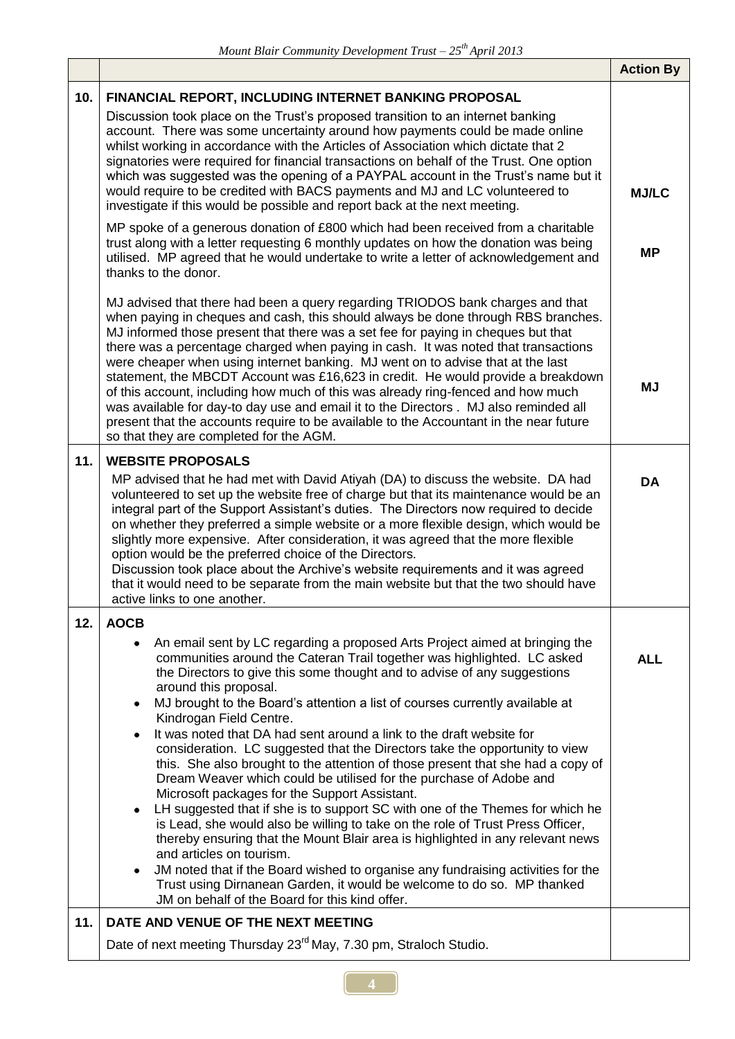| | | Action By |
|---|---|---|
| **10.** | **FINANCIAL REPORT, INCLUDING INTERNET BANKING PROPOSAL**<br>Discussion took place on the Trust's proposed transition to an internet banking account. There was some uncertainty around how payments could be made online whilst working in accordance with the Articles of Association which dictate that 2 signatories were required for financial transactions on behalf of the Trust. One option which was suggested was the opening of a PAYPAL account in the Trust's name but it would require to be credited with BACS payments and MJ and LC volunteered to investigate if this would be possible and report back at the next meeting. | **MJ/LC** |
| | MP spoke of a generous donation of £800 which had been received from a charitable trust along with a letter requesting 6 monthly updates on how the donation was being utilised. MP agreed that he would undertake to write a letter of acknowledgement and thanks to the donor. | **MP** |
| | MJ advised that there had been a query regarding TRIODOS bank charges and that when paying in cheques and cash, this should always be done through RBS branches. MJ informed those present that there was a set fee for paying in cheques but that there was a percentage charged when paying in cash. It was noted that transactions were cheaper when using internet banking. MJ went on to advise that at the last statement, the MBCDT Account was £16,623 in credit. He would provide a breakdown of this account, including how much of this was already ring-fenced and how much was available for day-to day use and email it to the Directors . MJ also reminded all present that the accounts require to be available to the Accountant in the near future so that they are completed for the AGM. | **MJ** |
| **11.** | **WEBSITE PROPOSALS**<br>MP advised that he had met with David Atiyah (DA) to discuss the website. DA had volunteered to set up the website free of charge but that its maintenance would be an integral part of the Support Assistant's duties. The Directors now required to decide on whether they preferred a simple website or a more flexible design, which would be slightly more expensive. After consideration, it was agreed that the more flexible option would be the preferred choice of the Directors.<br>Discussion took place about the Archive's website requirements and it was agreed that it would need to be separate from the main website but that the two should have active links to one another. | **DA** |
| **12.** | **AOCB**<br>• An email sent by LC regarding a proposed Arts Project aimed at bringing the communities around the Cateran Trail together was highlighted. LC asked the Directors to give this some thought and to advise of any suggestions around this proposal.<br>• MJ brought to the Board's attention a list of courses currently available at Kindrogan Field Centre.<br>• It was noted that DA had sent around a link to the draft website for consideration. LC suggested that the Directors take the opportunity to view this. She also brought to the attention of those present that she had a copy of Dream Weaver which could be utilised for the purchase of Adobe and Microsoft packages for the Support Assistant.<br>• LH suggested that if she is to support SC with one of the Themes for which he is Lead, she would also be willing to take on the role of Trust Press Officer, thereby ensuring that the Mount Blair area is highlighted in any relevant news and articles on tourism.<br>• JM noted that if the Board wished to organise any fundraising activities for the Trust using Dirnanean Garden, it would be welcome to do so. MP thanked JM on behalf of the Board for this kind offer. | **ALL** |
| **11.** | **DATE AND VENUE OF THE NEXT MEETING**<br>Date of next meeting Thursday 23rd May, 7.30 pm, Straloch Studio. | |